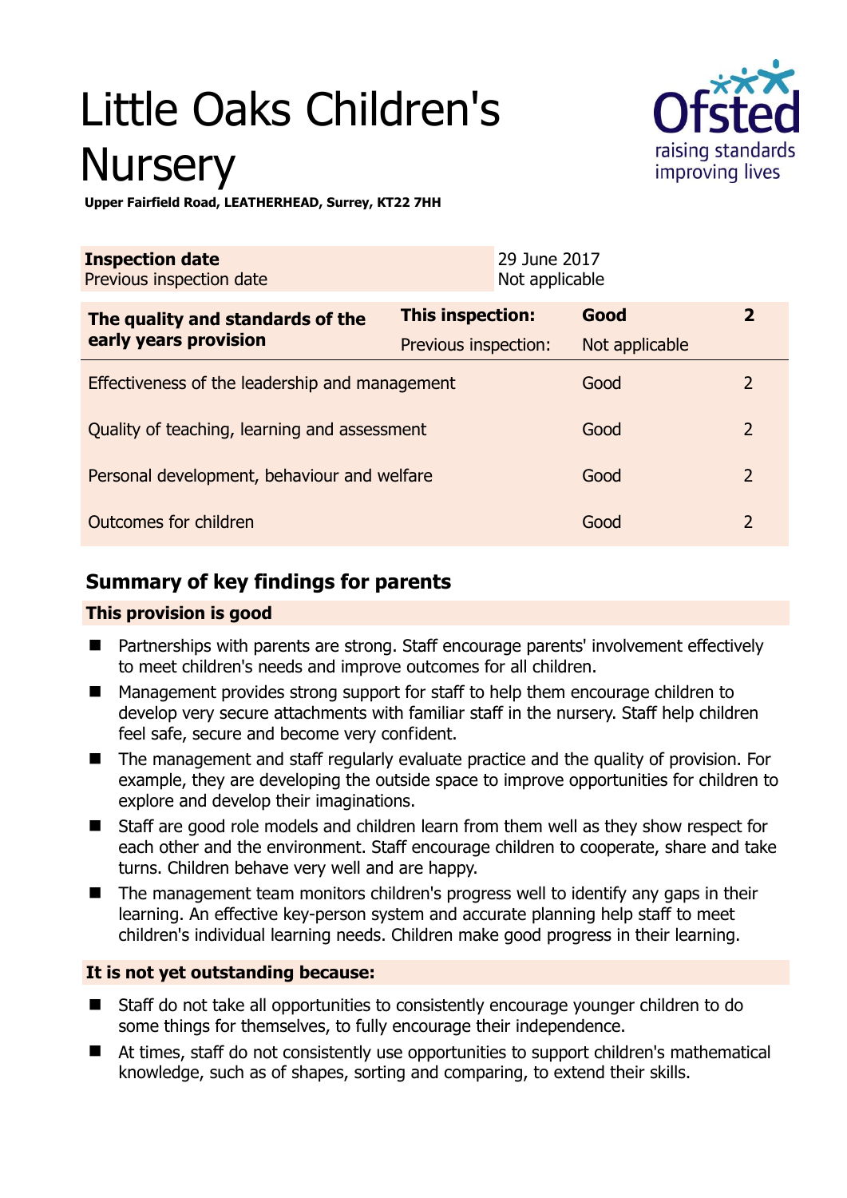# Little Oaks Children's Nursery

**Upper Fairfield Road, LEATHERHEAD, Surrey, KT22 7HH**

| **Inspection date** | 29 June 2017 |
|---|---|
| Previous inspection date | Not applicable |

| **The quality and standards of the early years provision** | **This inspection:** | **Good** | **2** |
|---|---|---|---|
| | Previous inspection: | Not applicable | |
| Effectiveness of the leadership and management | | Good | 2 |
| Quality of teaching, learning and assessment | | Good | 2 |
| Personal development, behaviour and welfare | | Good | 2 |
| Outcomes for children | | Good | 2 |

## Summary of key findings for parents

### This provision is good

- Partnerships with parents are strong. Staff encourage parents' involvement effectively to meet children's needs and improve outcomes for all children.
- Management provides strong support for staff to help them encourage children to develop very secure attachments with familiar staff in the nursery. Staff help children feel safe, secure and become very confident.
- The management and staff regularly evaluate practice and the quality of provision. For example, they are developing the outside space to improve opportunities for children to explore and develop their imaginations.
- Staff are good role models and children learn from them well as they show respect for each other and the environment. Staff encourage children to cooperate, share and take turns. Children behave very well and are happy.
- The management team monitors children's progress well to identify any gaps in their learning. An effective key-person system and accurate planning help staff to meet children's individual learning needs. Children make good progress in their learning.

### It is not yet outstanding because:

- Staff do not take all opportunities to consistently encourage younger children to do some things for themselves, to fully encourage their independence.
- At times, staff do not consistently use opportunities to support children's mathematical knowledge, such as of shapes, sorting and comparing, to extend their skills.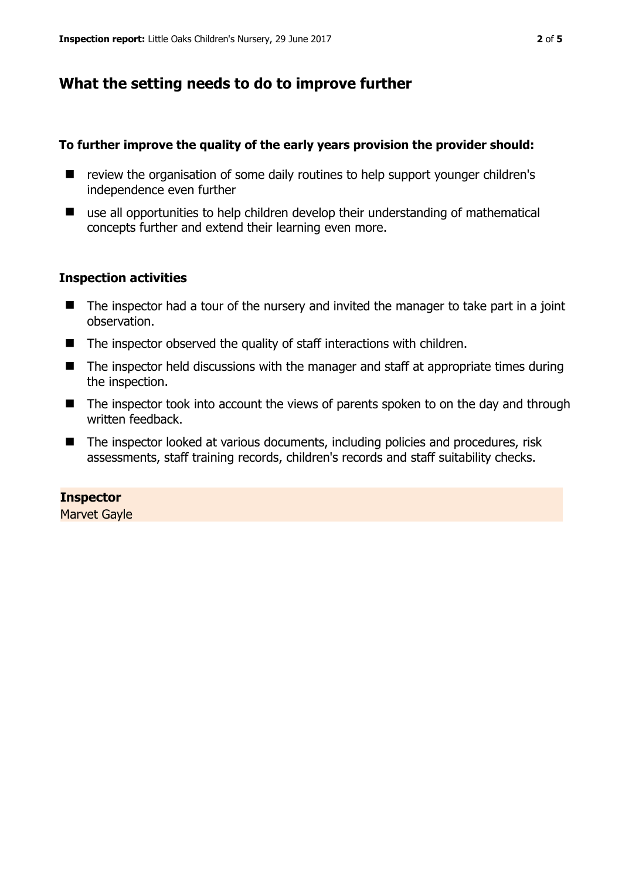## What the setting needs to do to improve further

**To further improve the quality of the early years provision the provider should:**

- review the organisation of some daily routines to help support younger children's independence even further
- use all opportunities to help children develop their understanding of mathematical concepts further and extend their learning even more.

### Inspection activities

- The inspector had a tour of the nursery and invited the manager to take part in a joint observation.
- The inspector observed the quality of staff interactions with children.
- The inspector held discussions with the manager and staff at appropriate times during the inspection.
- The inspector took into account the views of parents spoken to on the day and through written feedback.
- The inspector looked at various documents, including policies and procedures, risk assessments, staff training records, children's records and staff suitability checks.

**Inspector**
Marvet Gayle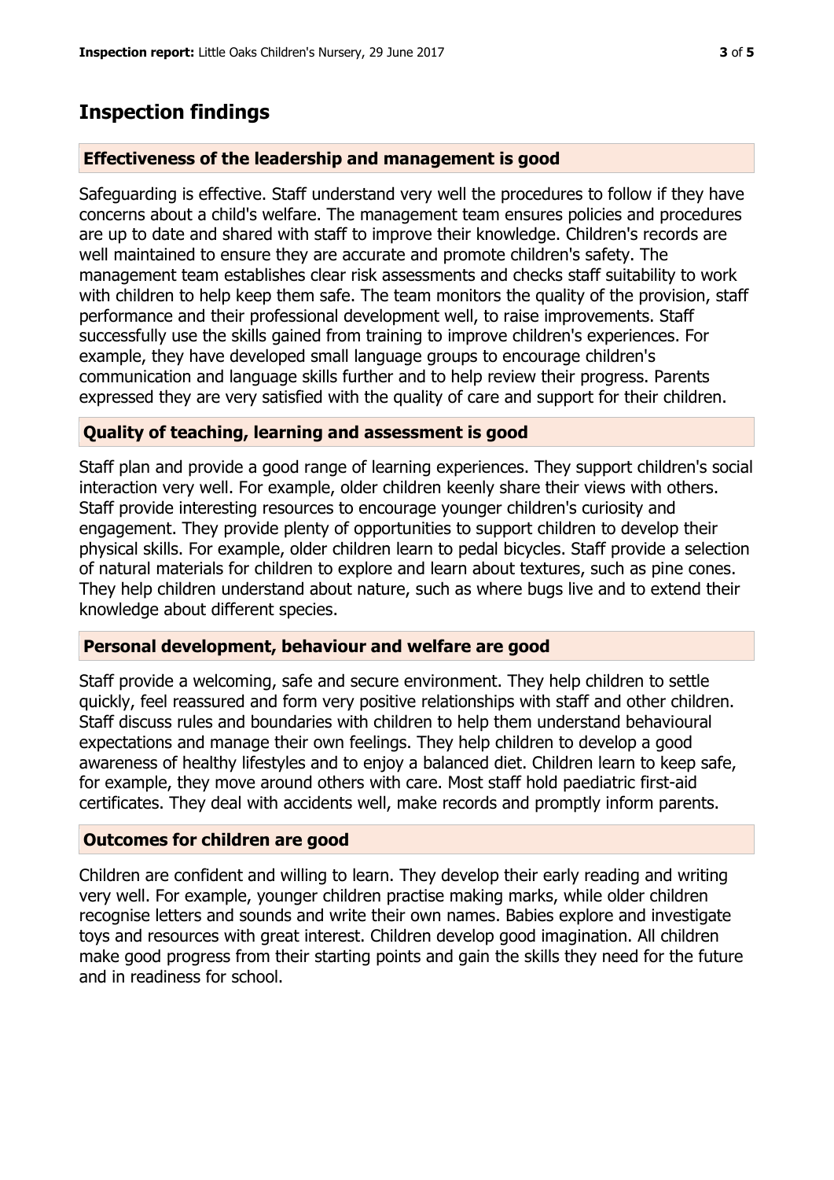# Inspection findings

## Effectiveness of the leadership and management is good

Safeguarding is effective. Staff understand very well the procedures to follow if they have concerns about a child's welfare. The management team ensures policies and procedures are up to date and shared with staff to improve their knowledge. Children's records are well maintained to ensure they are accurate and promote children's safety. The management team establishes clear risk assessments and checks staff suitability to work with children to help keep them safe. The team monitors the quality of the provision, staff performance and their professional development well, to raise improvements. Staff successfully use the skills gained from training to improve children's experiences. For example, they have developed small language groups to encourage children's communication and language skills further and to help review their progress. Parents expressed they are very satisfied with the quality of care and support for their children.

## Quality of teaching, learning and assessment is good

Staff plan and provide a good range of learning experiences. They support children's social interaction very well. For example, older children keenly share their views with others. Staff provide interesting resources to encourage younger children's curiosity and engagement. They provide plenty of opportunities to support children to develop their physical skills. For example, older children learn to pedal bicycles. Staff provide a selection of natural materials for children to explore and learn about textures, such as pine cones. They help children understand about nature, such as where bugs live and to extend their knowledge about different species.

## Personal development, behaviour and welfare are good

Staff provide a welcoming, safe and secure environment. They help children to settle quickly, feel reassured and form very positive relationships with staff and other children. Staff discuss rules and boundaries with children to help them understand behavioural expectations and manage their own feelings. They help children to develop a good awareness of healthy lifestyles and to enjoy a balanced diet. Children learn to keep safe, for example, they move around others with care. Most staff hold paediatric first-aid certificates. They deal with accidents well, make records and promptly inform parents.

## Outcomes for children are good

Children are confident and willing to learn. They develop their early reading and writing very well. For example, younger children practise making marks, while older children recognise letters and sounds and write their own names. Babies explore and investigate toys and resources with great interest. Children develop good imagination. All children make good progress from their starting points and gain the skills they need for the future and in readiness for school.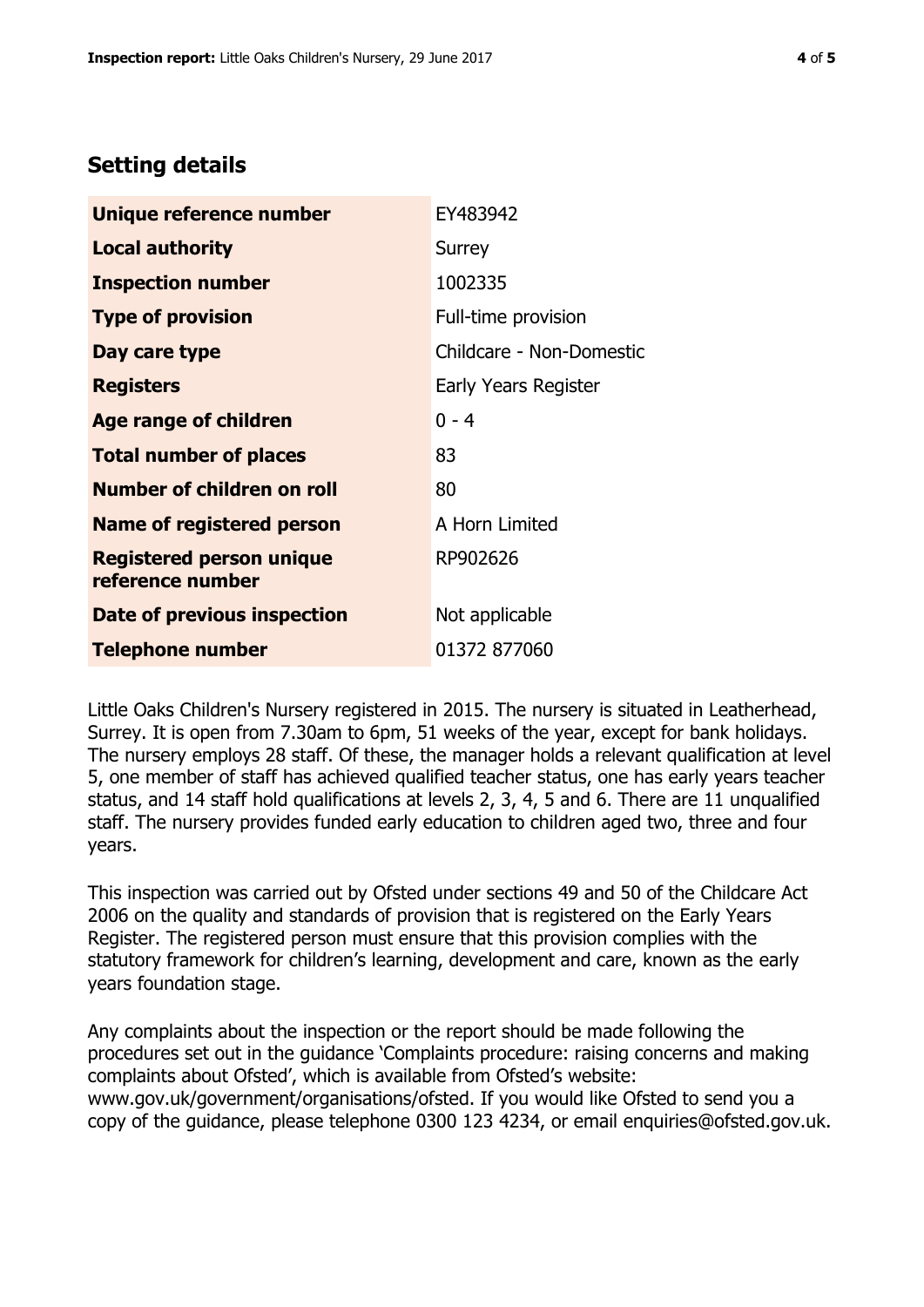## Setting details

| | |
|---|---|
| **Unique reference number** | EY483942 |
| **Local authority** | Surrey |
| **Inspection number** | 1002335 |
| **Type of provision** | Full-time provision |
| **Day care type** | Childcare - Non-Domestic |
| **Registers** | Early Years Register |
| **Age range of children** | 0 - 4 |
| **Total number of places** | 83 |
| **Number of children on roll** | 80 |
| **Name of registered person** | A Horn Limited |
| **Registered person unique reference number** | RP902626 |
| **Date of previous inspection** | Not applicable |
| **Telephone number** | 01372 877060 |

Little Oaks Children's Nursery registered in 2015. The nursery is situated in Leatherhead, Surrey. It is open from 7.30am to 6pm, 51 weeks of the year, except for bank holidays. The nursery employs 28 staff. Of these, the manager holds a relevant qualification at level 5, one member of staff has achieved qualified teacher status, one has early years teacher status, and 14 staff hold qualifications at levels 2, 3, 4, 5 and 6. There are 11 unqualified staff. The nursery provides funded early education to children aged two, three and four years.

This inspection was carried out by Ofsted under sections 49 and 50 of the Childcare Act 2006 on the quality and standards of provision that is registered on the Early Years Register. The registered person must ensure that this provision complies with the statutory framework for children's learning, development and care, known as the early years foundation stage.

Any complaints about the inspection or the report should be made following the procedures set out in the guidance 'Complaints procedure: raising concerns and making complaints about Ofsted', which is available from Ofsted's website: www.gov.uk/government/organisations/ofsted. If you would like Ofsted to send you a copy of the guidance, please telephone 0300 123 4234, or email enquiries@ofsted.gov.uk.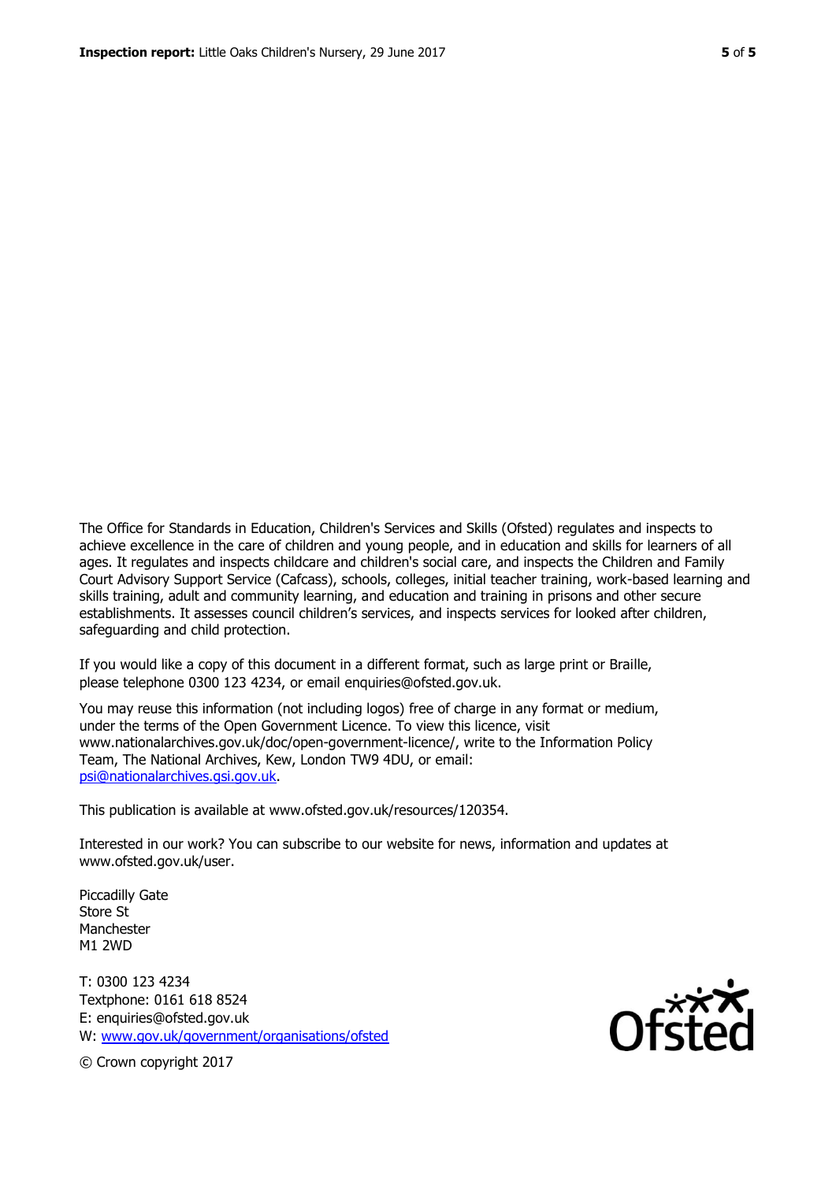The Office for Standards in Education, Children's Services and Skills (Ofsted) regulates and inspects to achieve excellence in the care of children and young people, and in education and skills for learners of all ages. It regulates and inspects childcare and children's social care, and inspects the Children and Family Court Advisory Support Service (Cafcass), schools, colleges, initial teacher training, work-based learning and skills training, adult and community learning, and education and training in prisons and other secure establishments. It assesses council children's services, and inspects services for looked after children, safeguarding and child protection.

If you would like a copy of this document in a different format, such as large print or Braille, please telephone 0300 123 4234, or email enquiries@ofsted.gov.uk.

You may reuse this information (not including logos) free of charge in any format or medium, under the terms of the Open Government Licence. To view this licence, visit www.nationalarchives.gov.uk/doc/open-government-licence/, write to the Information Policy Team, The National Archives, Kew, London TW9 4DU, or email: psi@nationalarchives.gsi.gov.uk.

This publication is available at www.ofsted.gov.uk/resources/120354.

Interested in our work? You can subscribe to our website for news, information and updates at www.ofsted.gov.uk/user.

Piccadilly Gate
Store St
Manchester
M1 2WD

T: 0300 123 4234
Textphone: 0161 618 8524
E: enquiries@ofsted.gov.uk
W: www.gov.uk/government/organisations/ofsted

© Crown copyright 2017

Ofsted